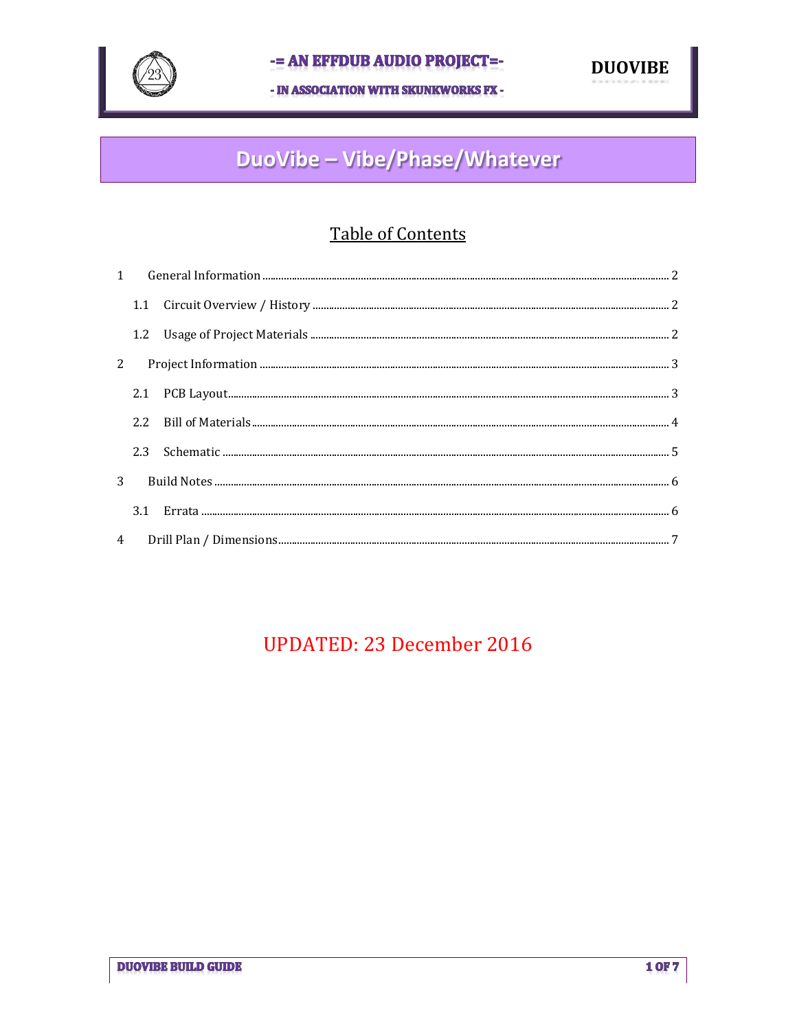# DuoVibe – Vibe/Phase/Whatever

## Table of Contents

1 General Information ........ 2

- 1.1 Circuit Overview / History ........ 2
- 1.2 Usage of Project Materials ........ 2

2 Project Information ........ 3

- 2.1 PCB Layout ........ 3
- 2.2 Bill of Materials ........ 4
- 2.3 Schematic ........ 5

3 Build Notes ........ 6

- 3.1 Errata ........ 6

4 Drill Plan / Dimensions ........ 7

UPDATED: 23 December 2016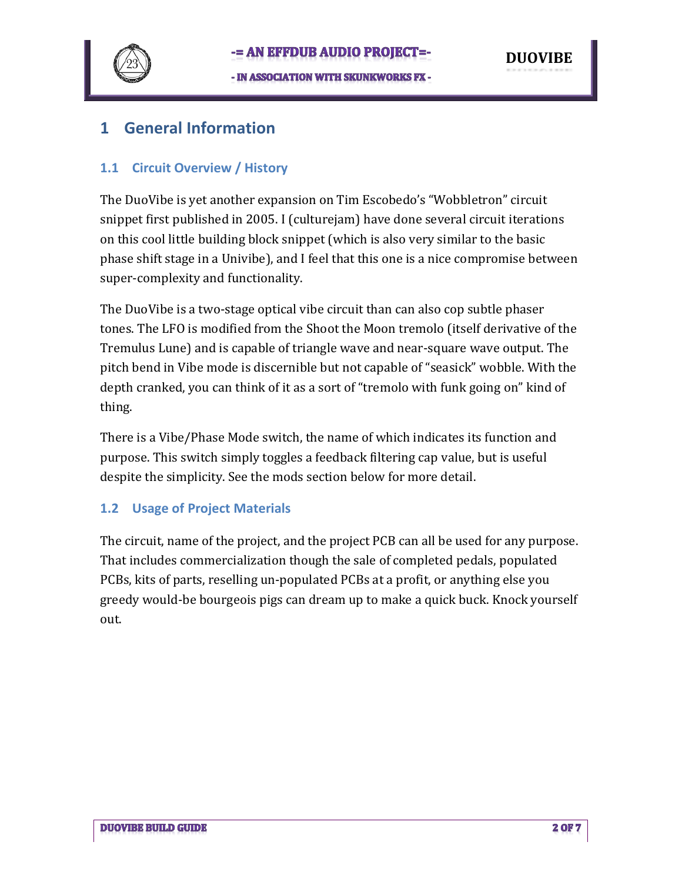# 1 General Information

## 1.1 Circuit Overview / History

The DuoVibe is yet another expansion on Tim Escobedo's "Wobbletron" circuit snippet first published in 2005. I (culturejam) have done several circuit iterations on this cool little building block snippet (which is also very similar to the basic phase shift stage in a Univibe), and I feel that this one is a nice compromise between super-complexity and functionality.

The DuoVibe is a two-stage optical vibe circuit than can also cop subtle phaser tones. The LFO is modified from the Shoot the Moon tremolo (itself derivative of the Tremulus Lune) and is capable of triangle wave and near-square wave output. The pitch bend in Vibe mode is discernible but not capable of "seasick" wobble. With the depth cranked, you can think of it as a sort of "tremolo with funk going on" kind of thing.

There is a Vibe/Phase Mode switch, the name of which indicates its function and purpose. This switch simply toggles a feedback filtering cap value, but is useful despite the simplicity. See the mods section below for more detail.

## 1.2 Usage of Project Materials

The circuit, name of the project, and the project PCB can all be used for any purpose. That includes commercialization though the sale of completed pedals, populated PCBs, kits of parts, reselling un-populated PCBs at a profit, or anything else you greedy would-be bourgeois pigs can dream up to make a quick buck. Knock yourself out.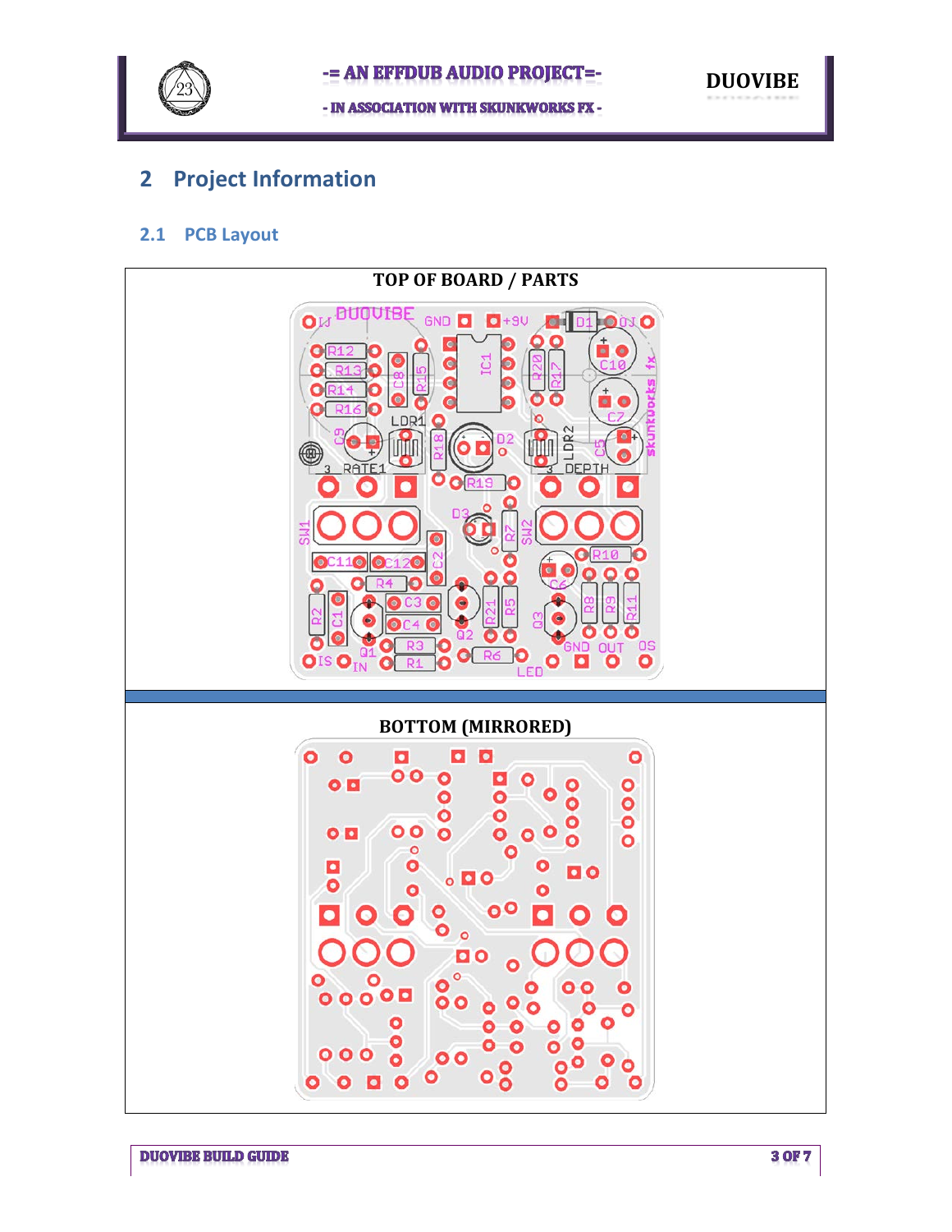# 2 Project Information

## 2.1 PCB Layout

| TOP OF BOARD / PARTS |
|---|
| BOTTOM (MIRRORED) |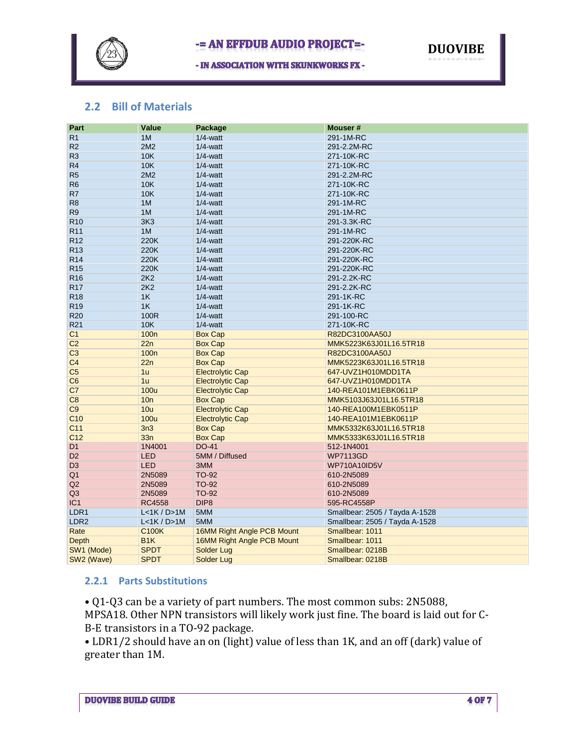## 2.2 Bill of Materials

| Part | Value | Package | Mouser # |
|---|---|---|---|
| R1 | 1M | 1/4-watt | 291-1M-RC |
| R2 | 2M2 | 1/4-watt | 291-2.2M-RC |
| R3 | 10K | 1/4-watt | 271-10K-RC |
| R4 | 10K | 1/4-watt | 271-10K-RC |
| R5 | 2M2 | 1/4-watt | 291-2.2M-RC |
| R6 | 10K | 1/4-watt | 271-10K-RC |
| R7 | 10K | 1/4-watt | 271-10K-RC |
| R8 | 1M | 1/4-watt | 291-1M-RC |
| R9 | 1M | 1/4-watt | 291-1M-RC |
| R10 | 3K3 | 1/4-watt | 291-3.3K-RC |
| R11 | 1M | 1/4-watt | 291-1M-RC |
| R12 | 220K | 1/4-watt | 291-220K-RC |
| R13 | 220K | 1/4-watt | 291-220K-RC |
| R14 | 220K | 1/4-watt | 291-220K-RC |
| R15 | 220K | 1/4-watt | 291-220K-RC |
| R16 | 2K2 | 1/4-watt | 291-2.2K-RC |
| R17 | 2K2 | 1/4-watt | 291-2.2K-RC |
| R18 | 1K | 1/4-watt | 291-1K-RC |
| R19 | 1K | 1/4-watt | 291-1K-RC |
| R20 | 100R | 1/4-watt | 291-100-RC |
| R21 | 10K | 1/4-watt | 271-10K-RC |
| C1 | 100n | Box Cap | R82DC3100AA50J |
| C2 | 22n | Box Cap | MMK5223K63J01L16.5TR18 |
| C3 | 100n | Box Cap | R82DC3100AA50J |
| C4 | 22n | Box Cap | MMK5223K63J01L16.5TR18 |
| C5 | 1u | Electrolytic Cap | 647-UVZ1H010MDD1TA |
| C6 | 1u | Electrolytic Cap | 647-UVZ1H010MDD1TA |
| C7 | 100u | Electrolytic Cap | 140-REA101M1EBK0611P |
| C8 | 10n | Box Cap | MMK5103J63J01L16.5TR18 |
| C9 | 10u | Electrolytic Cap | 140-REA100M1EBK0611P |
| C10 | 100u | Electrolytic Cap | 140-REA101M1EBK0611P |
| C11 | 3n3 | Box Cap | MMK5332K63J01L16.5TR18 |
| C12 | 33n | Box Cap | MMK5333K63J01L16.5TR18 |
| D1 | 1N4001 | DO-41 | 512-1N4001 |
| D2 | LED | 5MM / Diffused | WP7113GD |
| D3 | LED | 3MM | WP710A10ID5V |
| Q1 | 2N5089 | TO-92 | 610-2N5089 |
| Q2 | 2N5089 | TO-92 | 610-2N5089 |
| Q3 | 2N5089 | TO-92 | 610-2N5089 |
| IC1 | RC4558 | DIP8 | 595-RC4558P |
| LDR1 | L<1K / D>1M | 5MM | Smallbear: 2505 / Tayda A-1528 |
| LDR2 | L<1K / D>1M | 5MM | Smallbear: 2505 / Tayda A-1528 |
| Rate | C100K | 16MM Right Angle PCB Mount | Smallbear: 1011 |
| Depth | B1K | 16MM Right Angle PCB Mount | Smallbear: 1011 |
| SW1 (Mode) | SPDT | Solder Lug | Smallbear: 0218B |
| SW2 (Wave) | SPDT | Solder Lug | Smallbear: 0218B |

### 2.2.1 Parts Substitutions

- Q1-Q3 can be a variety of part numbers. The most common subs: 2N5088, MPSA18. Other NPN transistors will likely work just fine. The board is laid out for C-B-E transistors in a TO-92 package.
- LDR1/2 should have an on (light) value of less than 1K, and an off (dark) value of greater than 1M.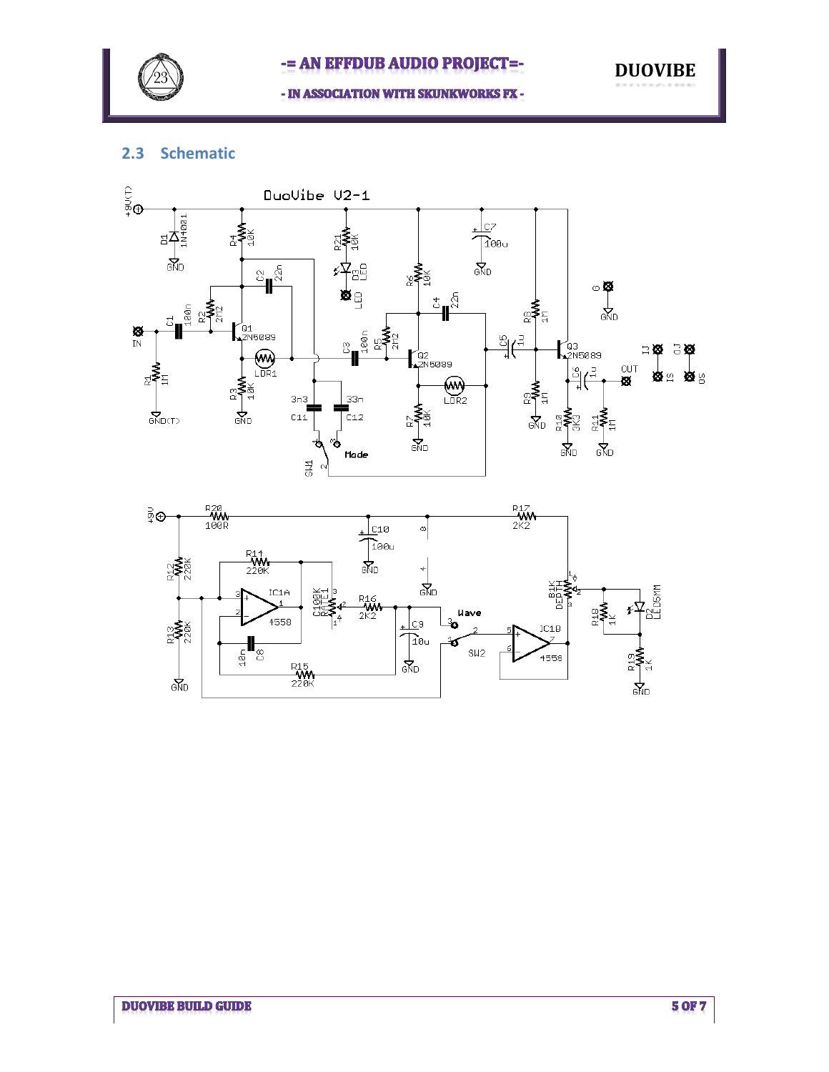## 2.3 Schematic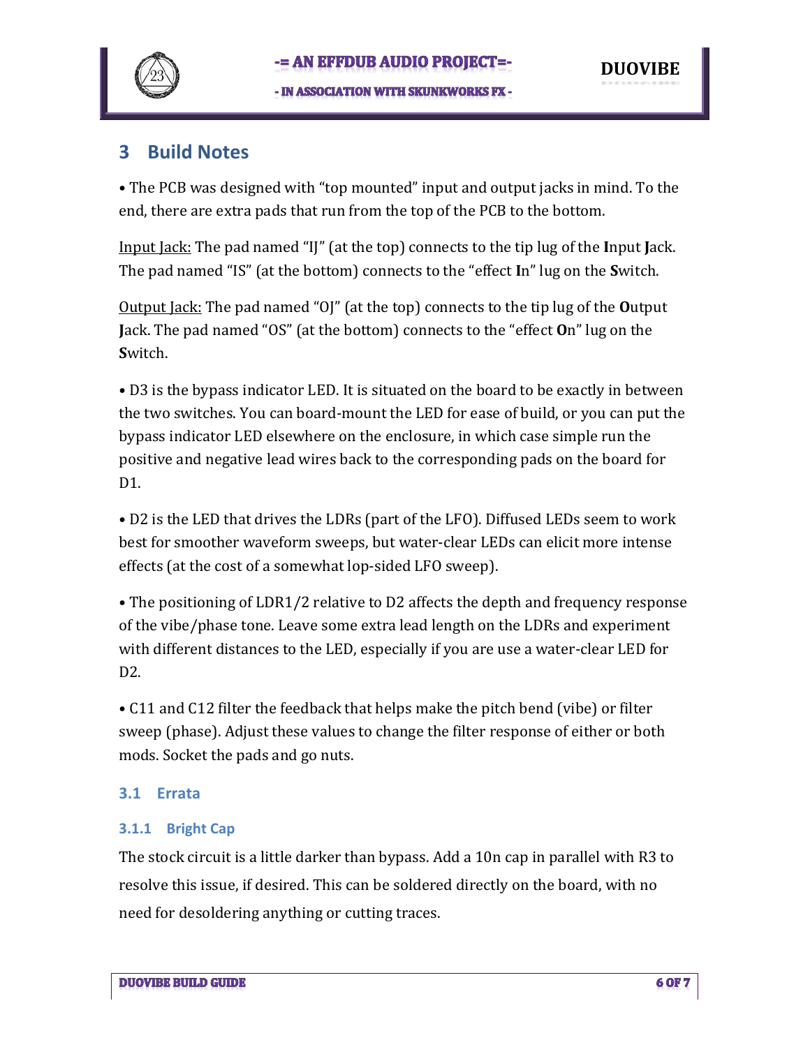# 3 Build Notes

• The PCB was designed with "top mounted" input and output jacks in mind. To the end, there are extra pads that run from the top of the PCB to the bottom.

<u>Input Jack:</u> The pad named "IJ" (at the top) connects to the tip lug of the **I**nput **J**ack. The pad named "IS" (at the bottom) connects to the "effect **I**n" lug on the **S**witch.

<u>Output Jack:</u> The pad named "OJ" (at the top) connects to the tip lug of the **O**utput **J**ack. The pad named "OS" (at the bottom) connects to the "effect **O**n" lug on the **S**witch.

• D3 is the bypass indicator LED. It is situated on the board to be exactly in between the two switches. You can board-mount the LED for ease of build, or you can put the bypass indicator LED elsewhere on the enclosure, in which case simple run the positive and negative lead wires back to the corresponding pads on the board for D1.

• D2 is the LED that drives the LDRs (part of the LFO). Diffused LEDs seem to work best for smoother waveform sweeps, but water-clear LEDs can elicit more intense effects (at the cost of a somewhat lop-sided LFO sweep).

• The positioning of LDR1/2 relative to D2 affects the depth and frequency response of the vibe/phase tone. Leave some extra lead length on the LDRs and experiment with different distances to the LED, especially if you are use a water-clear LED for D2.

• C11 and C12 filter the feedback that helps make the pitch bend (vibe) or filter sweep (phase). Adjust these values to change the filter response of either or both mods. Socket the pads and go nuts.

## 3.1 Errata

### 3.1.1 Bright Cap

The stock circuit is a little darker than bypass. Add a 10n cap in parallel with R3 to resolve this issue, if desired. This can be soldered directly on the board, with no need for desoldering anything or cutting traces.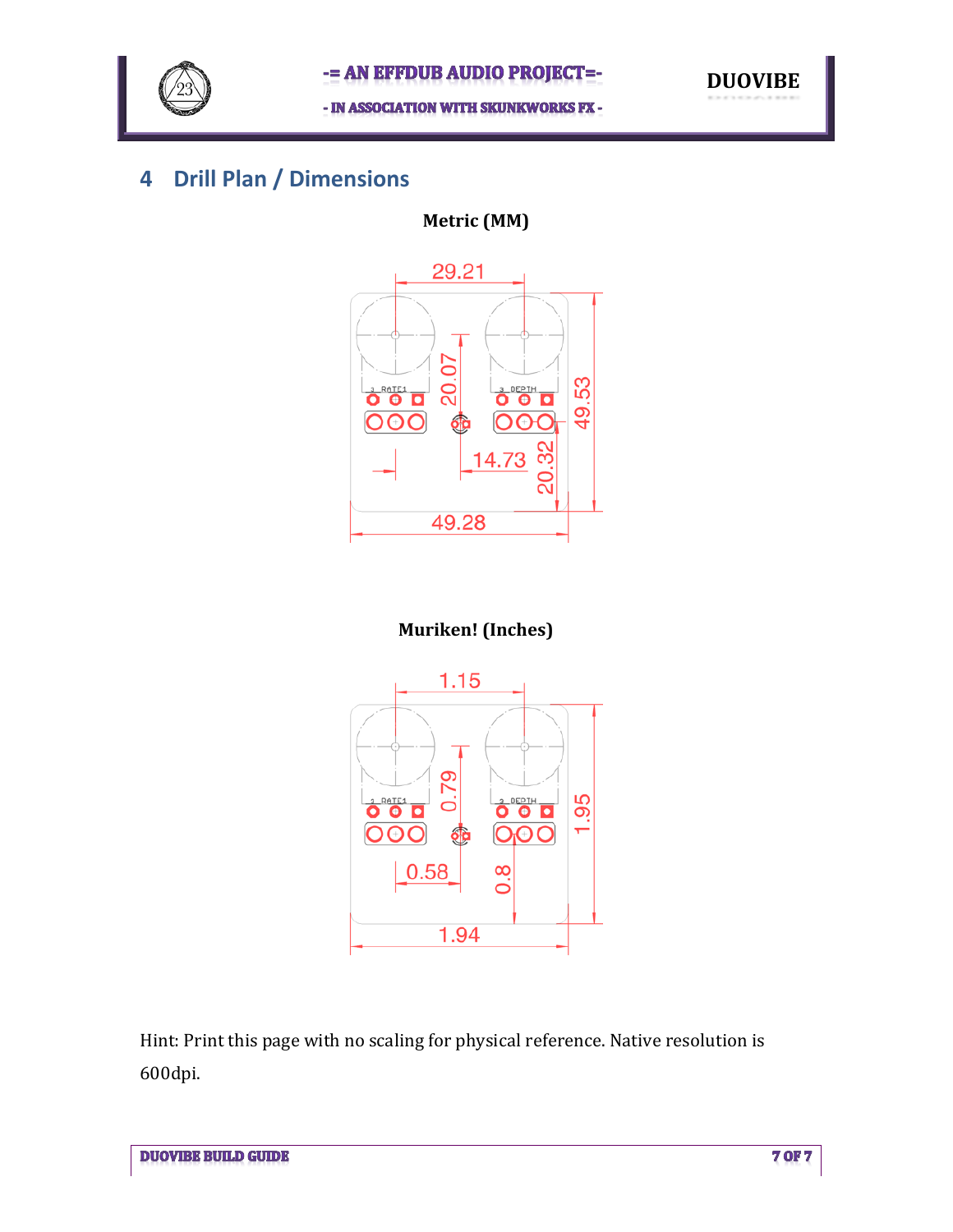## 4 Drill Plan / Dimensions

**Metric (MM)**

29.21
20.07
49.53
14.73
20.32
49.28
RATE1
DEPTH

**Muriken! (Inches)**

1.15
0.79
1.95
0.58
0.8
1.94
RATE1
DEPTH

Hint: Print this page with no scaling for physical reference. Native resolution is 600dpi.